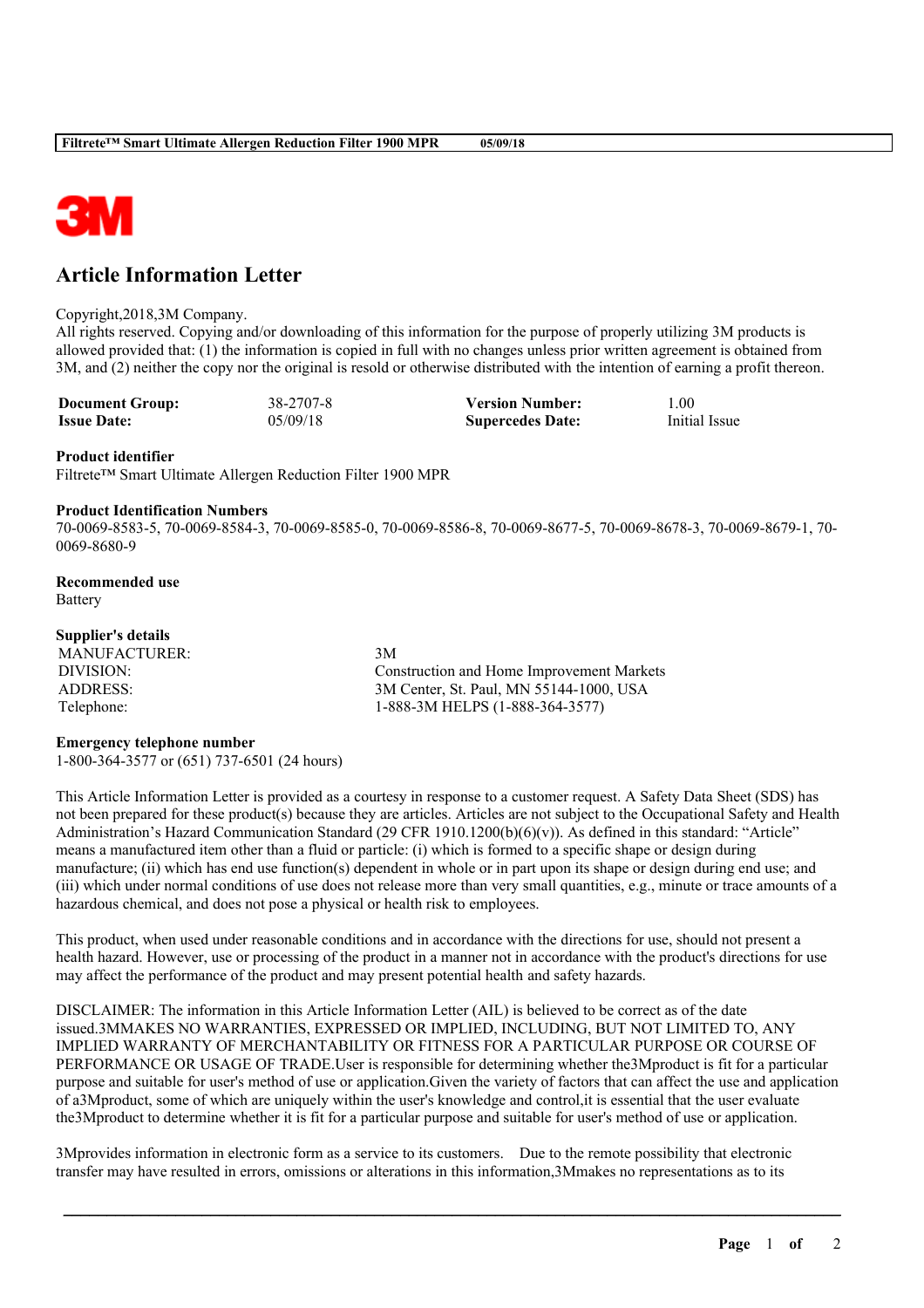# Article Information Letter

Copyright,2018,3M Company.
All rights reserved. Copying and/or downloading of this information for the purpose of properly utilizing 3M products is allowed provided that: (1) the information is copied in full with no changes unless prior written agreement is obtained from 3M, and (2) neither the copy nor the original is resold or otherwise distributed with the intention of earning a profit thereon.

| | | | |
|---|---|---|---|
| **Document Group:** | 38-2707-8 | **Version Number:** | 1.00 |
| **Issue Date:** | 05/09/18 | **Supercedes Date:** | Initial Issue |

**Product identifier**
Filtrete™ Smart Ultimate Allergen Reduction Filter 1900 MPR

**Product Identification Numbers**
70-0069-8583-5, 70-0069-8584-3, 70-0069-8585-0, 70-0069-8586-8, 70-0069-8677-5, 70-0069-8678-3, 70-0069-8679-1, 70-0069-8680-9

**Recommended use**
Battery

**Supplier's details**

| | |
|---|---|
| MANUFACTURER: | 3M |
| DIVISION: | Construction and Home Improvement Markets |
| ADDRESS: | 3M Center, St. Paul, MN 55144-1000, USA |
| Telephone: | 1-888-3M HELPS (1-888-364-3577) |

**Emergency telephone number**
1-800-364-3577 or (651) 737-6501 (24 hours)

This Article Information Letter is provided as a courtesy in response to a customer request. A Safety Data Sheet (SDS) has not been prepared for these product(s) because they are articles. Articles are not subject to the Occupational Safety and Health Administration's Hazard Communication Standard (29 CFR 1910.1200(b)(6)(v)). As defined in this standard: "Article" means a manufactured item other than a fluid or particle: (i) which is formed to a specific shape or design during manufacture; (ii) which has end use function(s) dependent in whole or in part upon its shape or design during end use; and (iii) which under normal conditions of use does not release more than very small quantities, e.g., minute or trace amounts of a hazardous chemical, and does not pose a physical or health risk to employees.

This product, when used under reasonable conditions and in accordance with the directions for use, should not present a health hazard. However, use or processing of the product in a manner not in accordance with the product's directions for use may affect the performance of the product and may present potential health and safety hazards.

DISCLAIMER: The information in this Article Information Letter (AIL) is believed to be correct as of the date issued.3MMAKES NO WARRANTIES, EXPRESSED OR IMPLIED, INCLUDING, BUT NOT LIMITED TO, ANY IMPLIED WARRANTY OF MERCHANTABILITY OR FITNESS FOR A PARTICULAR PURPOSE OR COURSE OF PERFORMANCE OR USAGE OF TRADE.User is responsible for determining whether the3Mproduct is fit for a particular purpose and suitable for user's method of use or application.Given the variety of factors that can affect the use and application of a3Mproduct, some of which are uniquely within the user's knowledge and control,it is essential that the user evaluate the3Mproduct to determine whether it is fit for a particular purpose and suitable for user's method of use or application.

3Mprovides information in electronic form as a service to its customers. Due to the remote possibility that electronic transfer may have resulted in errors, omissions or alterations in this information,3Mmakes no representations as to its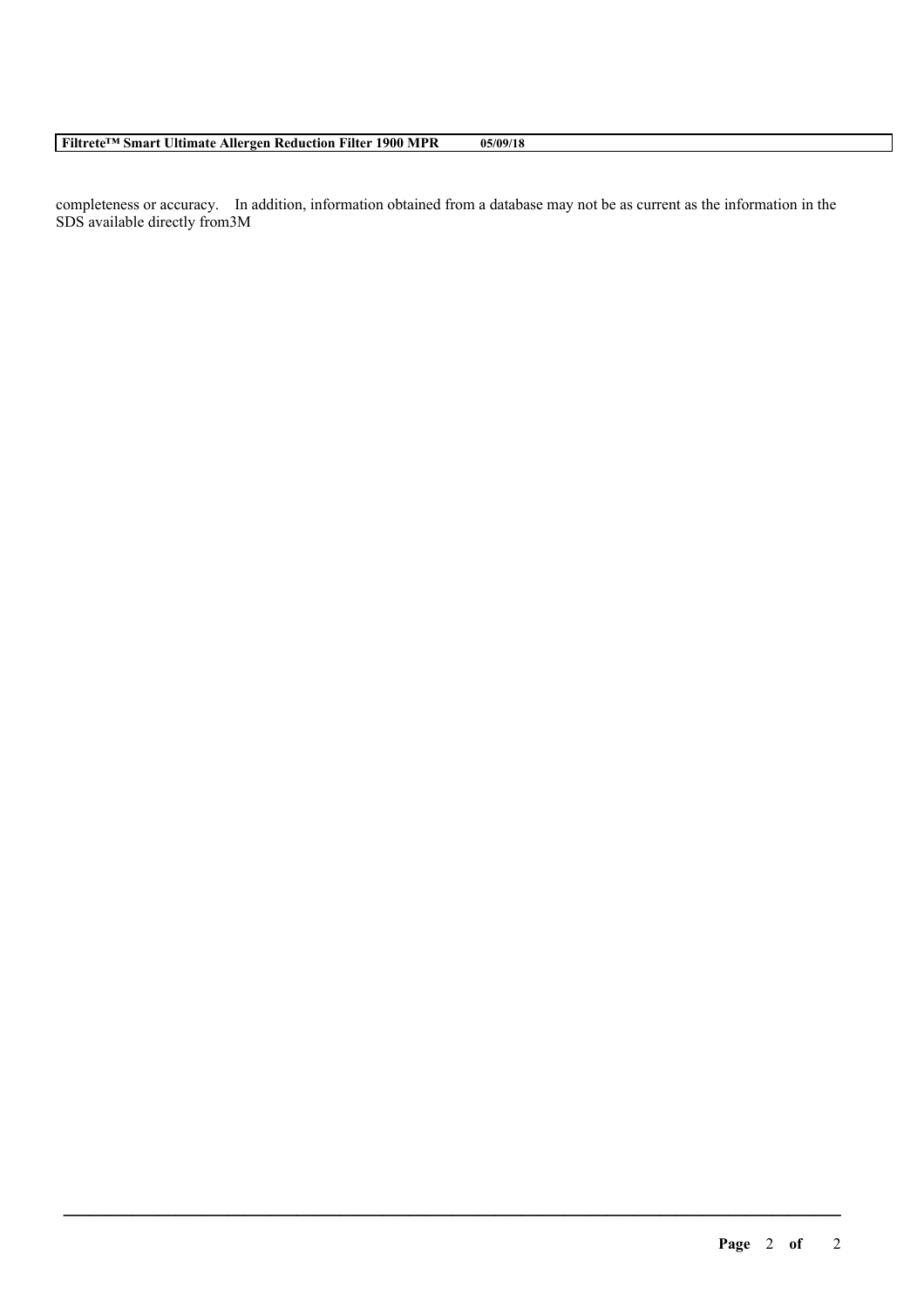completeness or accuracy. In addition, information obtained from a database may not be as current as the information in the SDS available directly from3M